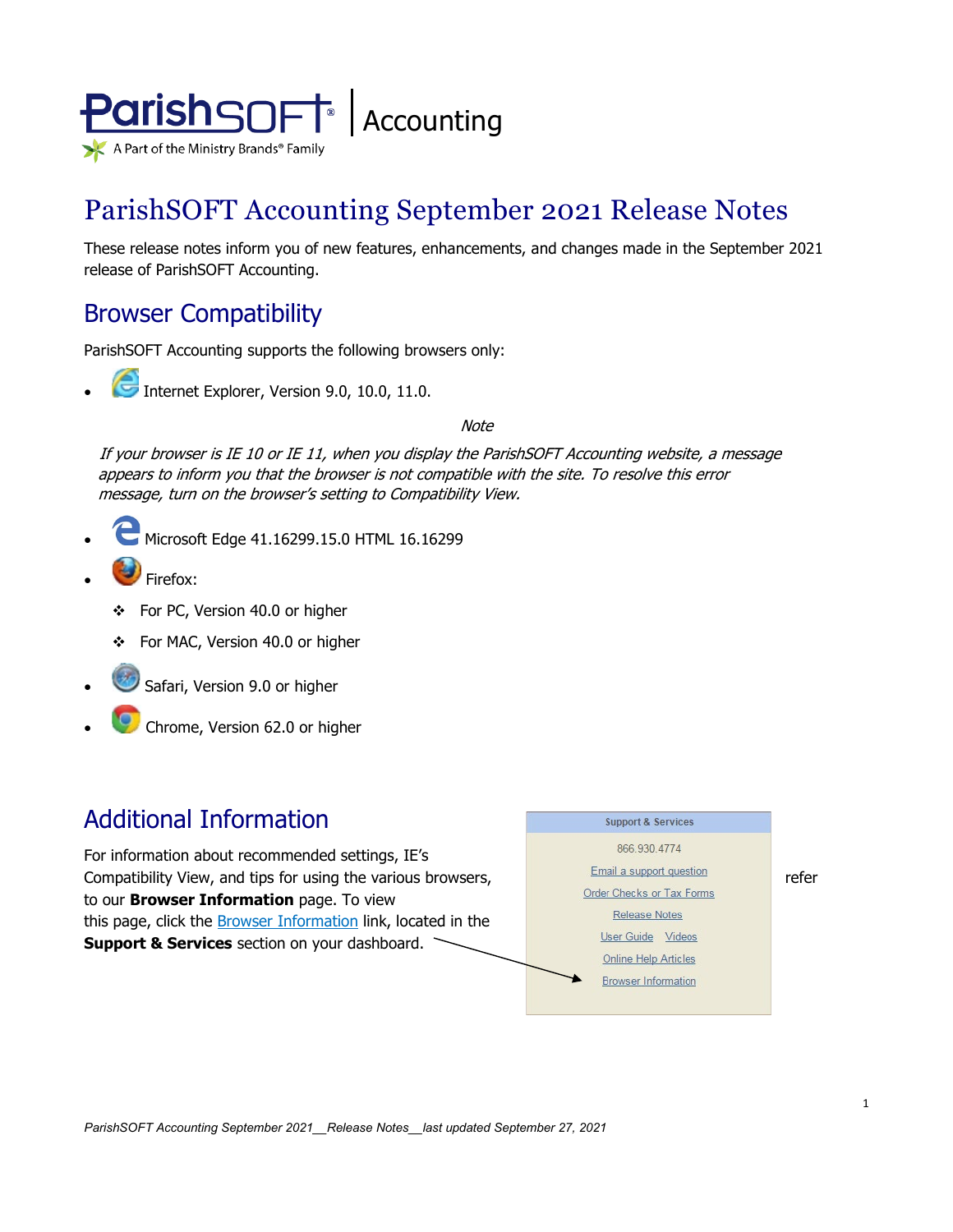ParishSOFT | Accounting

A Part of the Ministry Brands® Family

# ParishSOFT Accounting September 2021 Release Notes

These release notes inform you of new features, enhancements, and changes made in the September 2021 release of ParishSOFT Accounting.

## Browser Compatibility

ParishSOFT Accounting supports the following browsers only:

- Internet Explorer, Version 9.0, 10.0, 11.0.

*Note*

*If your browser is IE 10 or IE 11, when you display the ParishSOFT Accounting website, a message appears to inform you that the browser is not compatible with the site. To resolve this error message, turn on the browser's setting to Compatibility View.*

- Microsoft Edge 41.16299.15.0 HTML 16.16299
- Firefox:
  - For PC, Version 40.0 or higher
  - For MAC, Version 40.0 or higher
- Safari, Version 9.0 or higher
- Chrome, Version 62.0 or higher

## Additional Information

For information about recommended settings, IE's Compatibility View, and tips for using the various browsers, refer to our **Browser Information** page. To view this page, click the Browser Information link, located in the **Support & Services** section on your dashboard.

Support & Services

866.930.4774

Email a support question

Order Checks or Tax Forms

Release Notes

User Guide Videos

Online Help Articles

Browser Information

*ParishSOFT Accounting September 2021__Release Notes__last updated September 27, 2021*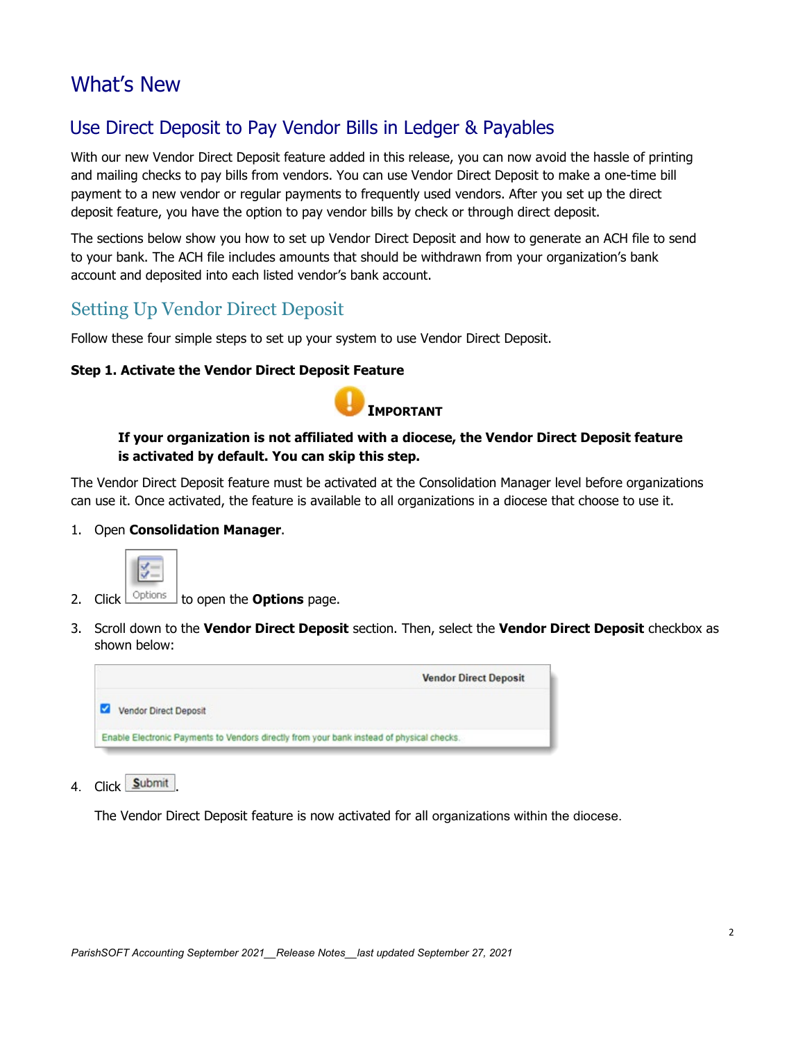# What's New

## Use Direct Deposit to Pay Vendor Bills in Ledger & Payables

With our new Vendor Direct Deposit feature added in this release, you can now avoid the hassle of printing and mailing checks to pay bills from vendors. You can use Vendor Direct Deposit to make a one-time bill payment to a new vendor or regular payments to frequently used vendors. After you set up the direct deposit feature, you have the option to pay vendor bills by check or through direct deposit.

The sections below show you how to set up Vendor Direct Deposit and how to generate an ACH file to send to your bank. The ACH file includes amounts that should be withdrawn from your organization's bank account and deposited into each listed vendor's bank account.

### Setting Up Vendor Direct Deposit

Follow these four simple steps to set up your system to use Vendor Direct Deposit.

**Step 1. Activate the Vendor Direct Deposit Feature**

**IMPORTANT**

**If your organization is not affiliated with a diocese, the Vendor Direct Deposit feature is activated by default. You can skip this step.**

The Vendor Direct Deposit feature must be activated at the Consolidation Manager level before organizations can use it. Once activated, the feature is available to all organizations in a diocese that choose to use it.

1. Open **Consolidation Manager**.
2. Click Options to open the **Options** page.
3. Scroll down to the **Vendor Direct Deposit** section. Then, select the **Vendor Direct Deposit** checkbox as shown below:

   Vendor Direct Deposit

   ☑ Vendor Direct Deposit

   Enable Electronic Payments to Vendors directly from your bank instead of physical checks.

4. Click Submit.

   The Vendor Direct Deposit feature is now activated for all organizations within the diocese.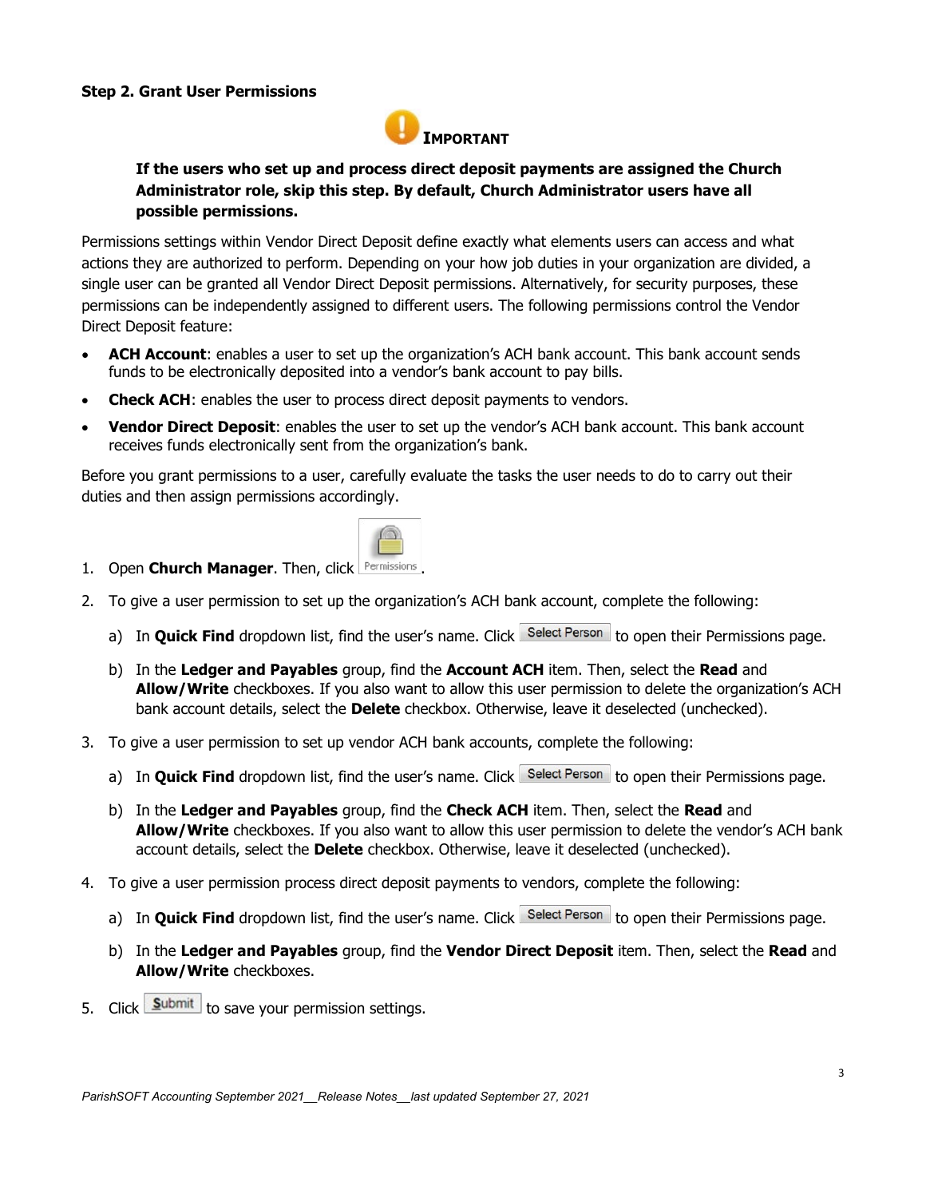**Step 2. Grant User Permissions**

**IMPORTANT**

**If the users who set up and process direct deposit payments are assigned the Church Administrator role, skip this step. By default, Church Administrator users have all possible permissions.**

Permissions settings within Vendor Direct Deposit define exactly what elements users can access and what actions they are authorized to perform. Depending on your how job duties in your organization are divided, a single user can be granted all Vendor Direct Deposit permissions. Alternatively, for security purposes, these permissions can be independently assigned to different users. The following permissions control the Vendor Direct Deposit feature:

- **ACH Account**: enables a user to set up the organization's ACH bank account. This bank account sends funds to be electronically deposited into a vendor's bank account to pay bills.
- **Check ACH**: enables the user to process direct deposit payments to vendors.
- **Vendor Direct Deposit**: enables the user to set up the vendor's ACH bank account. This bank account receives funds electronically sent from the organization's bank.

Before you grant permissions to a user, carefully evaluate the tasks the user needs to do to carry out their duties and then assign permissions accordingly.

1. Open **Church Manager**. Then, click Permissions.
2. To give a user permission to set up the organization's ACH bank account, complete the following:
   a) In **Quick Find** dropdown list, find the user's name. Click Select Person to open their Permissions page.
   b) In the **Ledger and Payables** group, find the **Account ACH** item. Then, select the **Read** and **Allow/Write** checkboxes. If you also want to allow this user permission to delete the organization's ACH bank account details, select the **Delete** checkbox. Otherwise, leave it deselected (unchecked).
3. To give a user permission to set up vendor ACH bank accounts, complete the following:
   a) In **Quick Find** dropdown list, find the user's name. Click Select Person to open their Permissions page.
   b) In the **Ledger and Payables** group, find the **Check ACH** item. Then, select the **Read** and **Allow/Write** checkboxes. If you also want to allow this user permission to delete the vendor's ACH bank account details, select the **Delete** checkbox. Otherwise, leave it deselected (unchecked).
4. To give a user permission process direct deposit payments to vendors, complete the following:
   a) In **Quick Find** dropdown list, find the user's name. Click Select Person to open their Permissions page.
   b) In the **Ledger and Payables** group, find the **Vendor Direct Deposit** item. Then, select the **Read** and **Allow/Write** checkboxes.
5. Click Submit to save your permission settings.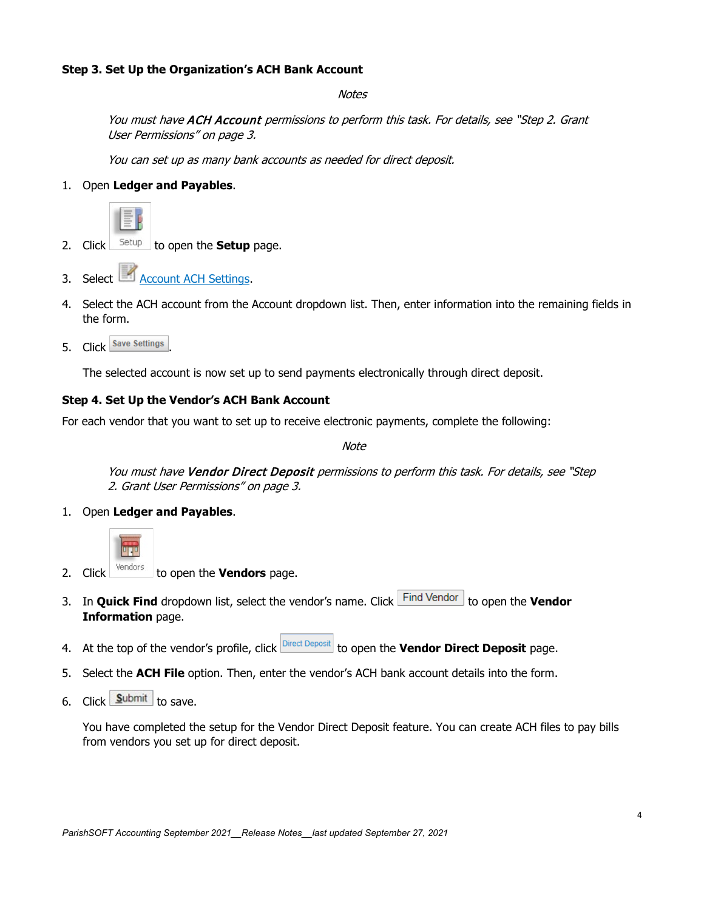### Step 3. Set Up the Organization's ACH Bank Account

*Notes*

*You must have **ACH Account** permissions to perform this task. For details, see "Step 2. Grant User Permissions" on page 3.*

*You can set up as many bank accounts as needed for direct deposit.*

1. Open **Ledger and Payables**.
2. Click Setup to open the **Setup** page.
3. Select Account ACH Settings.
4. Select the ACH account from the Account dropdown list. Then, enter information into the remaining fields in the form.
5. Click Save Settings.

   The selected account is now set up to send payments electronically through direct deposit.

### Step 4. Set Up the Vendor's ACH Bank Account

For each vendor that you want to set up to receive electronic payments, complete the following:

*Note*

*You must have **Vendor Direct Deposit** permissions to perform this task. For details, see "Step 2. Grant User Permissions" on page 3.*

1. Open **Ledger and Payables**.
2. Click Vendors to open the **Vendors** page.
3. In **Quick Find** dropdown list, select the vendor's name. Click Find Vendor to open the **Vendor Information** page.
4. At the top of the vendor's profile, click Direct Deposit to open the **Vendor Direct Deposit** page.
5. Select the **ACH File** option. Then, enter the vendor's ACH bank account details into the form.
6. Click Submit to save.

   You have completed the setup for the Vendor Direct Deposit feature. You can create ACH files to pay bills from vendors you set up for direct deposit.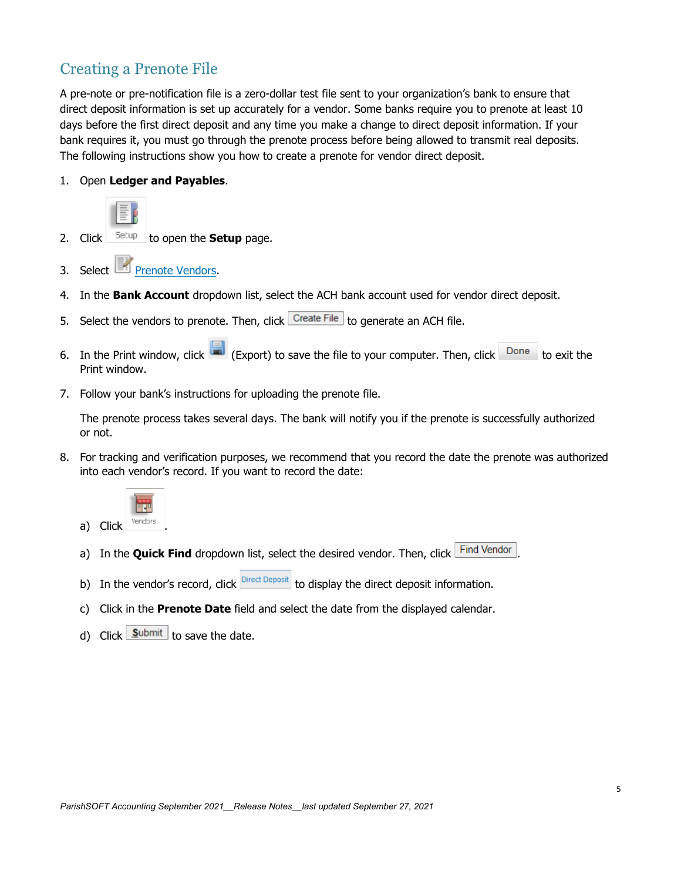## Creating a Prenote File

A pre-note or pre-notification file is a zero-dollar test file sent to your organization's bank to ensure that direct deposit information is set up accurately for a vendor. Some banks require you to prenote at least 10 days before the first direct deposit and any time you make a change to direct deposit information. If your bank requires it, you must go through the prenote process before being allowed to transmit real deposits. The following instructions show you how to create a prenote for vendor direct deposit.

1. Open **Ledger and Payables**.
2. Click Setup to open the **Setup** page.
3. Select Prenote Vendors.
4. In the **Bank Account** dropdown list, select the ACH bank account used for vendor direct deposit.
5. Select the vendors to prenote. Then, click Create File to generate an ACH file.
6. In the Print window, click (Export) to save the file to your computer. Then, click Done to exit the Print window.
7. Follow your bank's instructions for uploading the prenote file.

   The prenote process takes several days. The bank will notify you if the prenote is successfully authorized or not.

8. For tracking and verification purposes, we recommend that you record the date the prenote was authorized into each vendor's record. If you want to record the date:

   a) Click Vendors.

   a) In the **Quick Find** dropdown list, select the desired vendor. Then, click Find Vendor.

   b) In the vendor's record, click Direct Deposit to display the direct deposit information.

   c) Click in the **Prenote Date** field and select the date from the displayed calendar.

   d) Click Submit to save the date.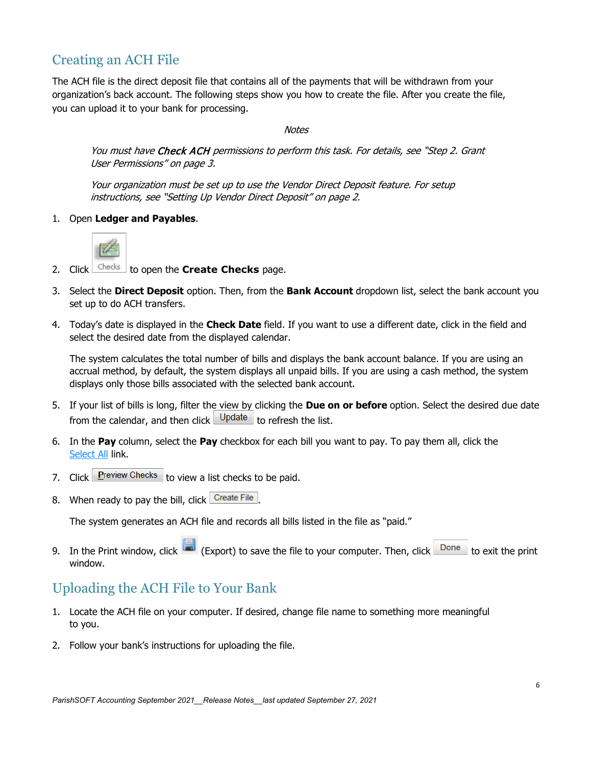## Creating an ACH File

The ACH file is the direct deposit file that contains all of the payments that will be withdrawn from your organization's back account. The following steps show you how to create the file. After you create the file, you can upload it to your bank for processing.

*Notes*

*You must have **Check ACH** permissions to perform this task. For details, see "Step 2. Grant User Permissions" on page 3.*

*Your organization must be set up to use the Vendor Direct Deposit feature. For setup instructions, see "Setting Up Vendor Direct Deposit" on page 2.*

1. Open **Ledger and Payables**.
2. Click Checks to open the **Create Checks** page.
3. Select the **Direct Deposit** option. Then, from the **Bank Account** dropdown list, select the bank account you set up to do ACH transfers.
4. Today's date is displayed in the **Check Date** field. If you want to use a different date, click in the field and select the desired date from the displayed calendar.

   The system calculates the total number of bills and displays the bank account balance. If you are using an accrual method, by default, the system displays all unpaid bills. If you are using a cash method, the system displays only those bills associated with the selected bank account.

5. If your list of bills is long, filter the view by clicking the **Due on or before** option. Select the desired due date from the calendar, and then click Update to refresh the list.
6. In the **Pay** column, select the **Pay** checkbox for each bill you want to pay. To pay them all, click the Select All link.
7. Click Preview Checks to view a list checks to be paid.
8. When ready to pay the bill, click Create File.

   The system generates an ACH file and records all bills listed in the file as "paid."

9. In the Print window, click (Export) to save the file to your computer. Then, click Done to exit the print window.

## Uploading the ACH File to Your Bank

1. Locate the ACH file on your computer. If desired, change file name to something more meaningful to you.
2. Follow your bank's instructions for uploading the file.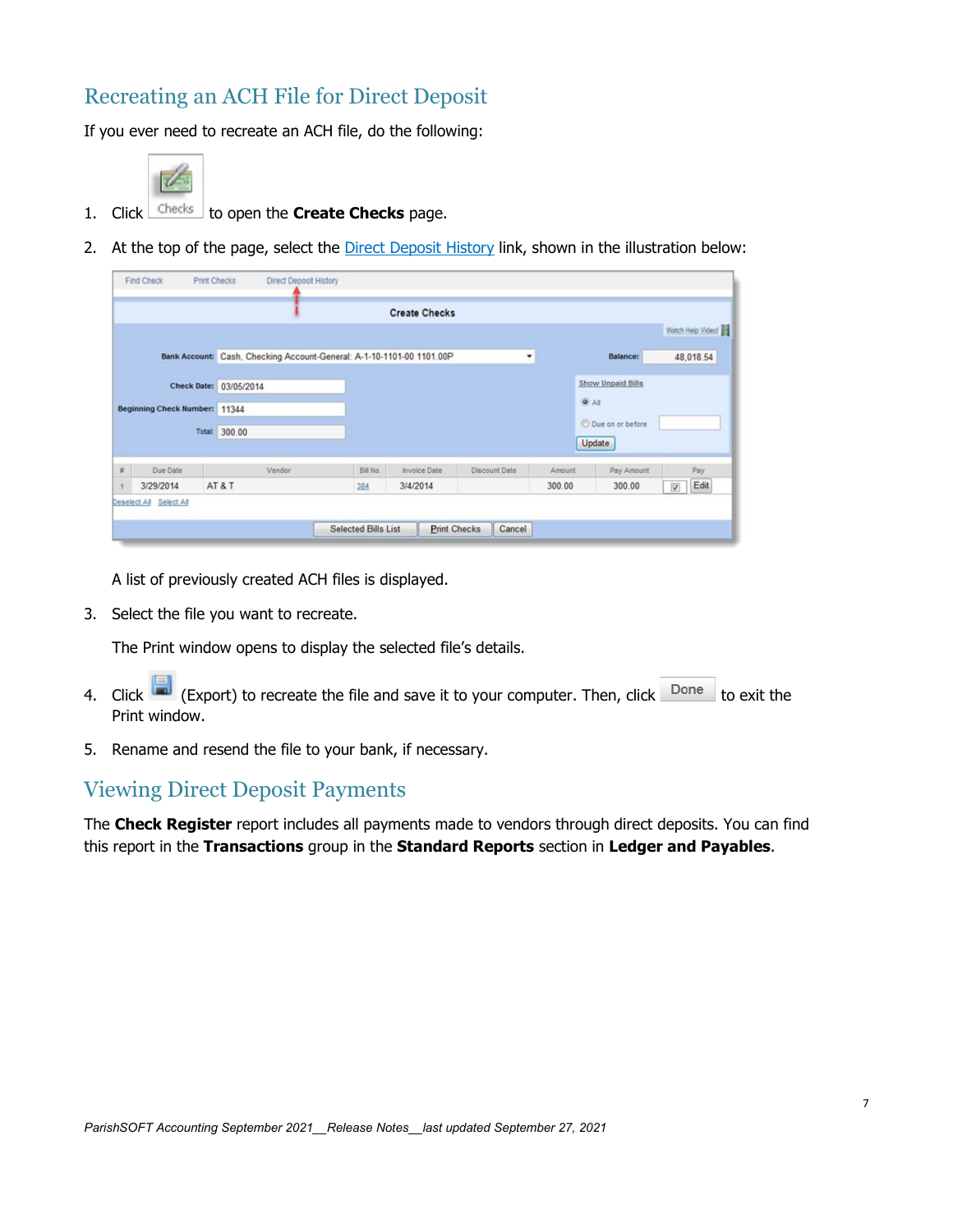## Recreating an ACH File for Direct Deposit

If you ever need to recreate an ACH file, do the following:

1. Click Checks to open the **Create Checks** page.
2. At the top of the page, select the Direct Deposit History link, shown in the illustration below:

   A list of previously created ACH files is displayed.

3. Select the file you want to recreate.

   The Print window opens to display the selected file's details.

4. Click (Export) to recreate the file and save it to your computer. Then, click Done to exit the Print window.
5. Rename and resend the file to your bank, if necessary.

## Viewing Direct Deposit Payments

The **Check Register** report includes all payments made to vendors through direct deposits. You can find this report in the **Transactions** group in the **Standard Reports** section in **Ledger and Payables**.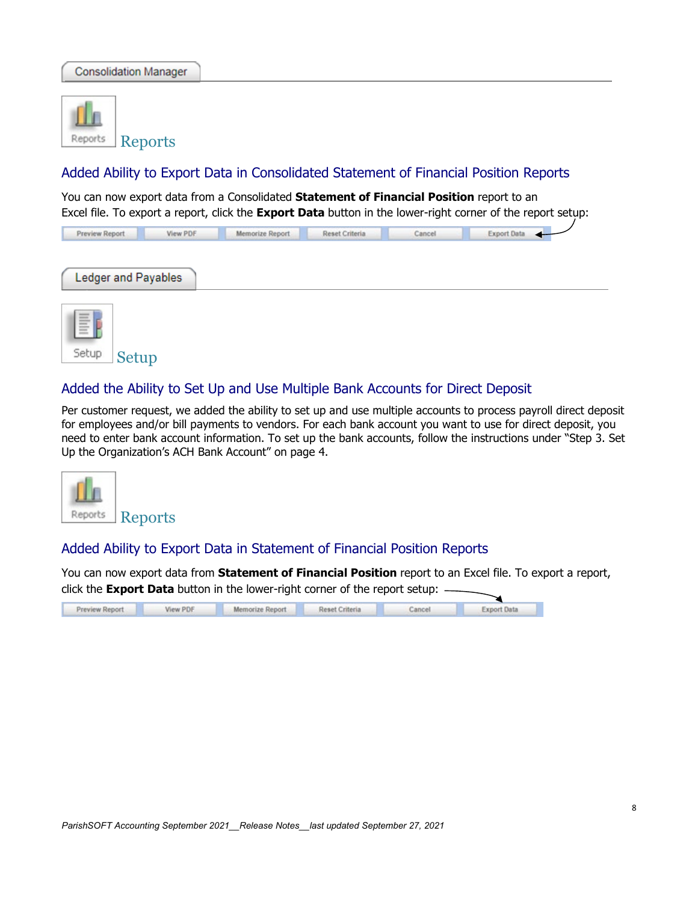## Consolidation Manager

### Reports

#### Added Ability to Export Data in Consolidated Statement of Financial Position Reports

You can now export data from a Consolidated **Statement of Financial Position** report to an Excel file. To export a report, click the **Export Data** button in the lower-right corner of the report setup:

Preview Report | View PDF | Memorize Report | Reset Criteria | Cancel | Export Data

## Ledger and Payables

### Setup

#### Added the Ability to Set Up and Use Multiple Bank Accounts for Direct Deposit

Per customer request, we added the ability to set up and use multiple accounts to process payroll direct deposit for employees and/or bill payments to vendors. For each bank account you want to use for direct deposit, you need to enter bank account information. To set up the bank accounts, follow the instructions under "Step 3. Set Up the Organization's ACH Bank Account" on page 4.

### Reports

#### Added Ability to Export Data in Statement of Financial Position Reports

You can now export data from **Statement of Financial Position** report to an Excel file. To export a report, click the **Export Data** button in the lower-right corner of the report setup:

Preview Report | View PDF | Memorize Report | Reset Criteria | Cancel | Export Data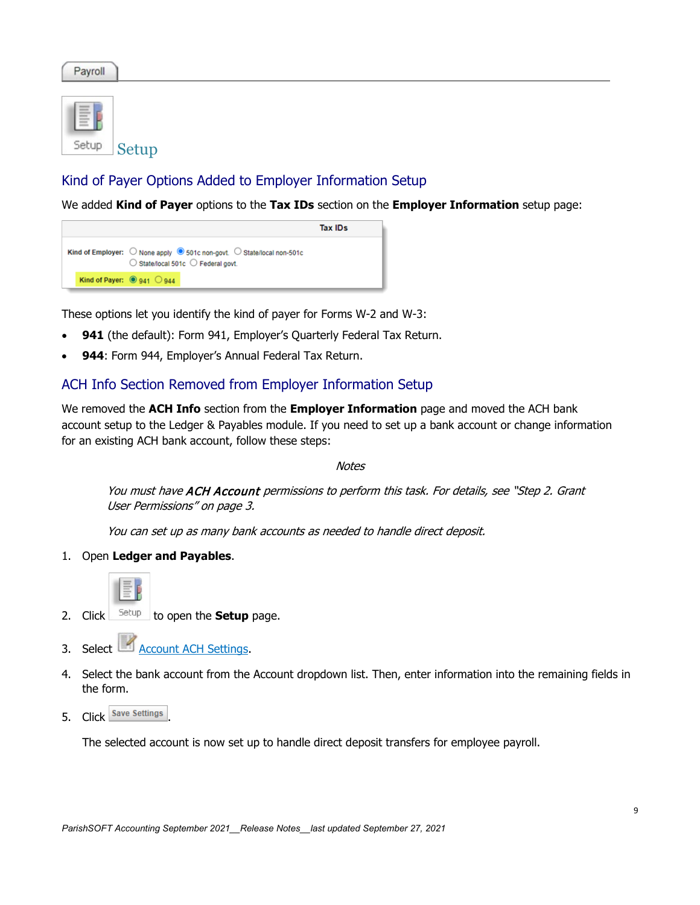Payroll

Setup

# Setup

## Kind of Payer Options Added to Employer Information Setup

We added **Kind of Payer** options to the **Tax IDs** section on the **Employer Information** setup page:

These options let you identify the kind of payer for Forms W-2 and W-3:

- **941** (the default): Form 941, Employer's Quarterly Federal Tax Return.
- **944**: Form 944, Employer's Annual Federal Tax Return.

## ACH Info Section Removed from Employer Information Setup

We removed the **ACH Info** section from the **Employer Information** page and moved the ACH bank account setup to the Ledger & Payables module. If you need to set up a bank account or change information for an existing ACH bank account, follow these steps:

*Notes*

*You must have **ACH Account** permissions to perform this task. For details, see "Step 2. Grant User Permissions" on page 3.*

*You can set up as many bank accounts as needed to handle direct deposit.*

1. Open **Ledger and Payables**.
2. Click Setup to open the **Setup** page.
3. Select Account ACH Settings.
4. Select the bank account from the Account dropdown list. Then, enter information into the remaining fields in the form.
5. Click Save Settings.

   The selected account is now set up to handle direct deposit transfers for employee payroll.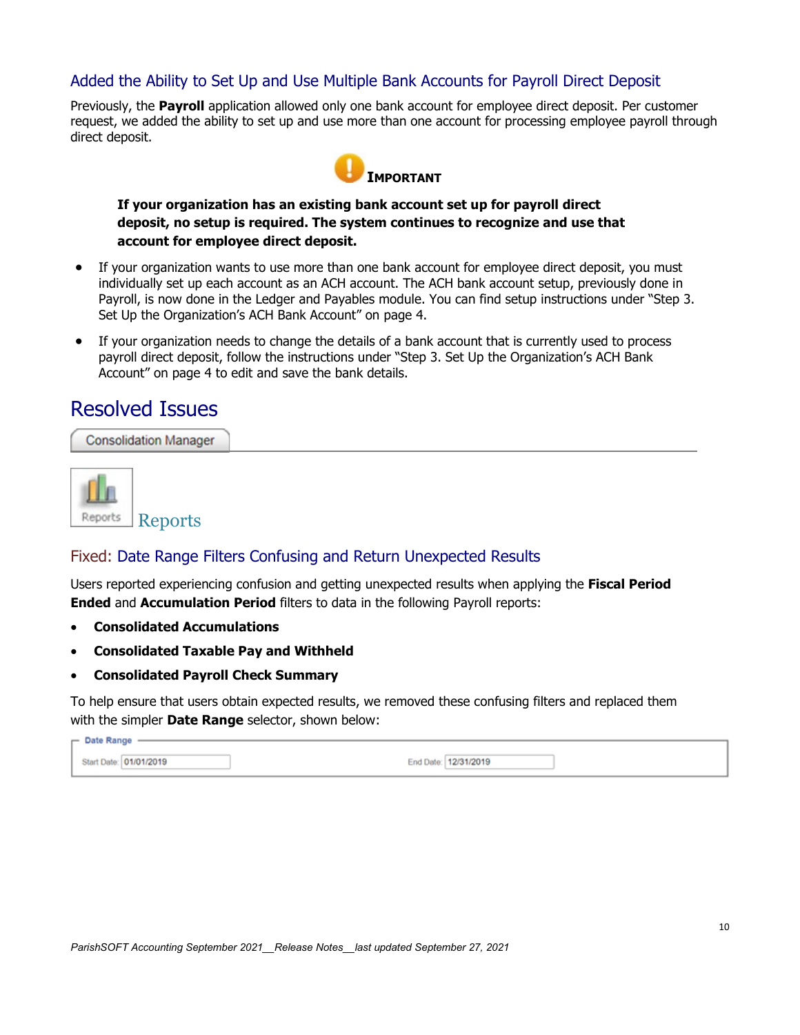### Added the Ability to Set Up and Use Multiple Bank Accounts for Payroll Direct Deposit

Previously, the **Payroll** application allowed only one bank account for employee direct deposit. Per customer request, we added the ability to set up and use more than one account for processing employee payroll through direct deposit.

**IMPORTANT**

**If your organization has an existing bank account set up for payroll direct deposit, no setup is required. The system continues to recognize and use that account for employee direct deposit.**

- If your organization wants to use more than one bank account for employee direct deposit, you must individually set up each account as an ACH account. The ACH bank account setup, previously done in Payroll, is now done in the Ledger and Payables module. You can find setup instructions under "Step 3. Set Up the Organization's ACH Bank Account" on page 4.
- If your organization needs to change the details of a bank account that is currently used to process payroll direct deposit, follow the instructions under "Step 3. Set Up the Organization's ACH Bank Account" on page 4 to edit and save the bank details.

## Resolved Issues

Consolidation Manager

Reports

### Fixed: Date Range Filters Confusing and Return Unexpected Results

Users reported experiencing confusion and getting unexpected results when applying the **Fiscal Period Ended** and **Accumulation Period** filters to data in the following Payroll reports:

- **Consolidated Accumulations**
- **Consolidated Taxable Pay and Withheld**
- **Consolidated Payroll Check Summary**

To help ensure that users obtain expected results, we removed these confusing filters and replaced them with the simpler **Date Range** selector, shown below:

Date Range

Start Date: 01/01/2019 End Date: 12/31/2019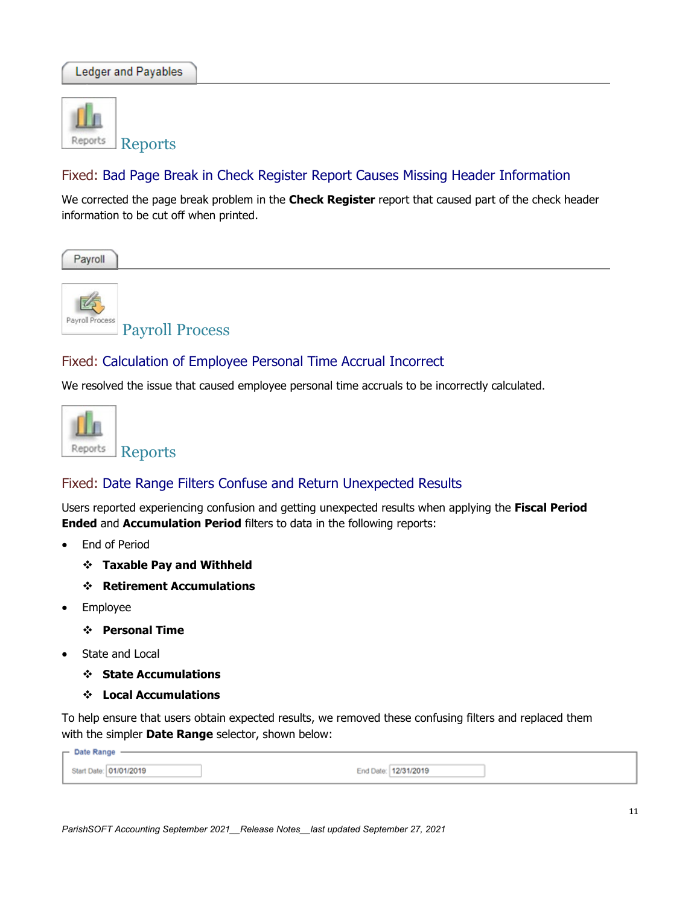## Ledger and Payables

### Reports

#### Fixed: Bad Page Break in Check Register Report Causes Missing Header Information

We corrected the page break problem in the **Check Register** report that caused part of the check header information to be cut off when printed.

## Payroll

### Payroll Process

#### Fixed: Calculation of Employee Personal Time Accrual Incorrect

We resolved the issue that caused employee personal time accruals to be incorrectly calculated.

### Reports

#### Fixed: Date Range Filters Confuse and Return Unexpected Results

Users reported experiencing confusion and getting unexpected results when applying the **Fiscal Period Ended** and **Accumulation Period** filters to data in the following reports:

- End of Period
  - **Taxable Pay and Withheld**
  - **Retirement Accumulations**
- Employee
  - **Personal Time**
- State and Local
  - **State Accumulations**
  - **Local Accumulations**

To help ensure that users obtain expected results, we removed these confusing filters and replaced them with the simpler **Date Range** selector, shown below:

Date Range

Start Date: 01/01/2019 End Date: 12/31/2019